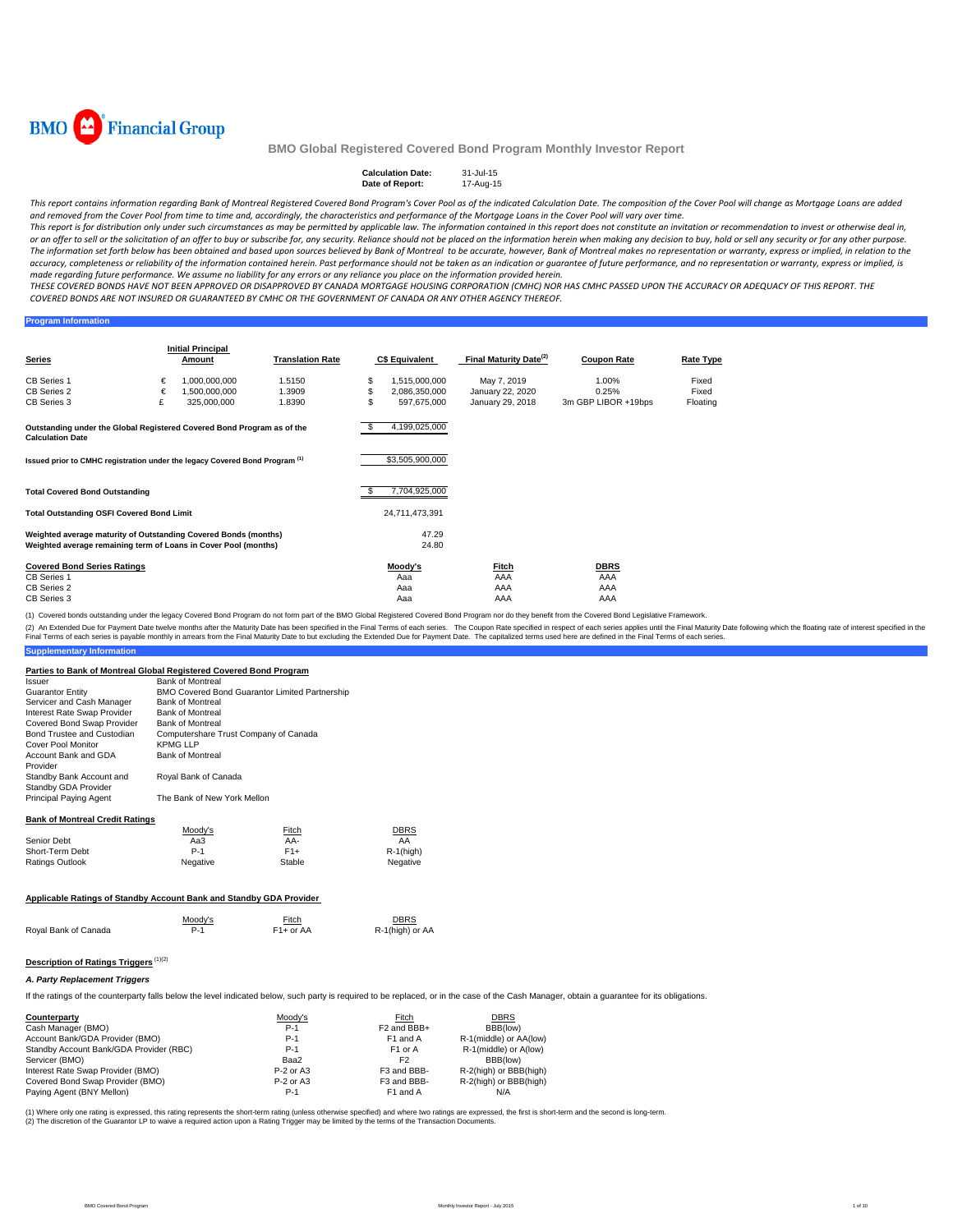BMO Financial Group

## BMO Global Registered Covered Bond Program Monthly Investor Report

| | |
|---|---|
| **Calculation Date:** | 31-Jul-15 |
| **Date of Report:** | 17-Aug-15 |

*This report contains information regarding Bank of Montreal Registered Covered Bond Program's Cover Pool as of the indicated Calculation Date. The composition of the Cover Pool will change as Mortgage Loans are added and removed from the Cover Pool from time to time and, accordingly, the characteristics and performance of the Mortgage Loans in the Cover Pool will vary over time.*

*This report is for distribution only under such circumstances as may be permitted by applicable law. The information contained in this report does not constitute an invitation or recommendation to invest or otherwise deal in, or an offer to sell or the solicitation of an offer to buy or subscribe for, any security. Reliance should not be placed on the information herein when making any decision to buy, hold or sell any security or for any other purpose. The information set forth below has been obtained and based upon sources believed by Bank of Montreal to be accurate, however, Bank of Montreal makes no representation or warranty, express or implied, in relation to the accuracy, completeness or reliability of the information contained herein. Past performance should not be taken as an indication or guarantee of future performance, and no representation or warranty, express or implied, is made regarding future performance. We assume no liability for any errors or any reliance you place on the information provided herein.*

*THESE COVERED BONDS HAVE NOT BEEN APPROVED OR DISAPPROVED BY CANADA MORTGAGE HOUSING CORPORATION (CMHC) NOR HAS CMHC PASSED UPON THE ACCURACY OR ADEQUACY OF THIS REPORT. THE COVERED BONDS ARE NOT INSURED OR GUARANTEED BY CMHC OR THE GOVERNMENT OF CANADA OR ANY OTHER AGENCY THEREOF.*

### Program Information

| Series | | Initial Principal Amount | Translation Rate | | C$ Equivalent | Final Maturity Date[(2)] | Coupon Rate | Rate Type |
|---|---|---|---|---|---|---|---|---|
| CB Series 1 | € | 1,000,000,000 | 1.5150 | $ | 1,515,000,000 | May 7, 2019 | 1.00% | Fixed |
| CB Series 2 | € | 1,500,000,000 | 1.3909 | $ | 2,086,350,000 | January 22, 2020 | 0.25% | Fixed |
| CB Series 3 | £ | 325,000,000 | 1.8390 | $ | 597,675,000 | January 29, 2018 | 3m GBP LIBOR +19bps | Floating |

| | | |
|---|---|---|
| **Outstanding under the Global Registered Covered Bond Program as of the Calculation Date** | $ | 4,199,025,000 |
| **Issued prior to CMHC registration under the legacy Covered Bond Program [(1)]** | | $3,505,900,000 |
| **Total Covered Bond Outstanding** | $ | 7,704,925,000 |
| **Total Outstanding OSFI Covered Bond Limit** | | 24,711,473,391 |
| **Weighted average maturity of Outstanding Covered Bonds (months)** | | 47.29 |
| **Weighted average remaining term of Loans in Cover Pool (months)** | | 24.80 |

| Covered Bond Series Ratings | Moody's | Fitch | DBRS |
|---|---|---|---|
| CB Series 1 | Aaa | AAA | AAA |
| CB Series 2 | Aaa | AAA | AAA |
| CB Series 3 | Aaa | AAA | AAA |

(1) Covered bonds outstanding under the legacy Covered Bond Program do not form part of the BMO Global Registered Covered Bond Program nor do they benefit from the Covered Bond Legislative Framework.

(2) An Extended Due for Payment Date twelve months after the Maturity Date has been specified in the Final Terms of each series. The Coupon Rate specified in respect of each series applies until the Final Maturity Date following which the floating rate of interest specified in the Final Terms of each series is payable monthly in arrears from the Final Maturity Date to but excluding the Extended Due for Payment Date. The capitalized terms used here are defined in the Final Terms of each series.

### Supplementary Information

**Parties to Bank of Montreal Global Registered Covered Bond Program**

| | |
|---|---|
| Issuer | Bank of Montreal |
| Guarantor Entity | BMO Covered Bond Guarantor Limited Partnership |
| Servicer and Cash Manager | Bank of Montreal |
| Interest Rate Swap Provider | Bank of Montreal |
| Covered Bond Swap Provider | Bank of Montreal |
| Bond Trustee and Custodian | Computershare Trust Company of Canada |
| Cover Pool Monitor | KPMG LLP |
| Account Bank and GDA Provider | Bank of Montreal |
| Standby Bank Account and Standby GDA Provider | Royal Bank of Canada |
| Principal Paying Agent | The Bank of New York Mellon |

**Bank of Montreal Credit Ratings**

| | Moody's | Fitch | DBRS |
|---|---|---|---|
| Senior Debt | Aa3 | AA- | AA |
| Short-Term Debt | P-1 | F1+ | R-1(high) |
| Ratings Outlook | Negative | Stable | Negative |

**Applicable Ratings of Standby Account Bank and Standby GDA Provider**

| | Moody's | Fitch | DBRS |
|---|---|---|---|
| Royal Bank of Canada | P-1 | F1+ or AA | R-1(high) or AA |

**Description of Ratings Triggers [(1)(2)]**

***A. Party Replacement Triggers***

If the ratings of the counterparty falls below the level indicated below, such party is required to be replaced, or in the case of the Cash Manager, obtain a guarantee for its obligations.

| Counterparty | Moody's | Fitch | DBRS |
|---|---|---|---|
| Cash Manager (BMO) | P-1 | F2 and BBB+ | BBB(low) |
| Account Bank/GDA Provider (BMO) | P-1 | F1 and A | R-1(middle) or AA(low) |
| Standby Account Bank/GDA Provider (RBC) | P-1 | F1 or A | R-1(middle) or A(low) |
| Servicer (BMO) | Baa2 | F2 | BBB(low) |
| Interest Rate Swap Provider (BMO) | P-2 or A3 | F3 and BBB- | R-2(high) or BBB(high) |
| Covered Bond Swap Provider (BMO) | P-2 or A3 | F3 and BBB- | R-2(high) or BBB(high) |
| Paying Agent (BNY Mellon) | P-1 | F1 and A | N/A |

(1) Where only one rating is expressed, this rating represents the short-term rating (unless otherwise specified) and where two ratings are expressed, the first is short-term and the second is long-term.
(2) The discretion of the Guarantor LP to waive a required action upon a Rating Trigger may be limited by the terms of the Transaction Documents.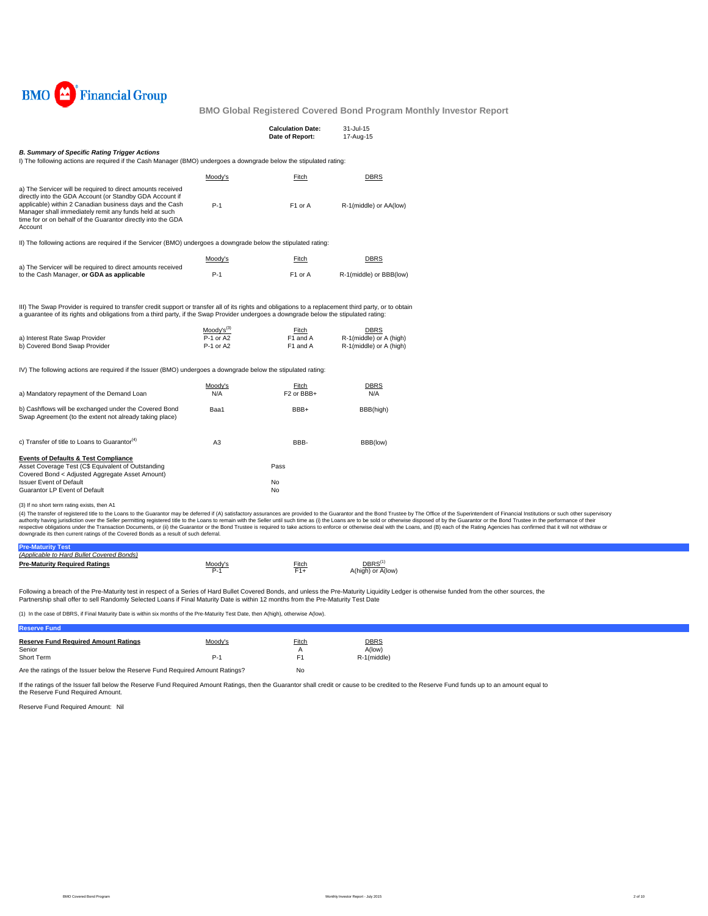BMO Financial Group

## BMO Global Registered Covered Bond Program Monthly Investor Report

| | |
|---|---|
| **Calculation Date:** | 31-Jul-15 |
| **Date of Report:** | 17-Aug-15 |

### *B. Summary of Specific Rating Trigger Actions*

I) The following actions are required if the Cash Manager (BMO) undergoes a downgrade below the stipulated rating:

| | Moody's | Fitch | DBRS |
|---|---|---|---|
| a) The Servicer will be required to direct amounts received directly into the GDA Account (or Standby GDA Account if applicable) within 2 Canadian business days and the Cash Manager shall immediately remit any funds held at such time for or on behalf of the Guarantor directly into the GDA Account | P-1 | F1 or A | R-1(middle) or AA(low) |

II) The following actions are required if the Servicer (BMO) undergoes a downgrade below the stipulated rating:

| | Moody's | Fitch | DBRS |
|---|---|---|---|
| a) The Servicer will be required to direct amounts received to the Cash Manager, **or GDA as applicable** | P-1 | F1 or A | R-1(middle) or BBB(low) |

III) The Swap Provider is required to transfer credit support or transfer all of its rights and obligations to a replacement third party, or to obtain a guarantee of its rights and obligations from a third party, if the Swap Provider undergoes a downgrade below the stipulated rating:

| | Moody's[3] | Fitch | DBRS |
|---|---|---|---|
| a) Interest Rate Swap Provider | P-1 or A2 | F1 and A | R-1(middle) or A (high) |
| b) Covered Bond Swap Provider | P-1 or A2 | F1 and A | R-1(middle) or A (high) |

IV) The following actions are required if the Issuer (BMO) undergoes a downgrade below the stipulated rating:

| | Moody's | Fitch | DBRS |
|---|---|---|---|
| a) Mandatory repayment of the Demand Loan | N/A | F2 or BBB+ | N/A |
| b) Cashflows will be exchanged under the Covered Bond Swap Agreement (to the extent not already taking place) | Baa1 | BBB+ | BBB(high) |
| c) Transfer of title to Loans to Guarantor[4] | A3 | BBB- | BBB(low) |

**Events of Defaults & Test Compliance**

| | |
|---|---|
| Asset Coverage Test (C$ Equivalent of Outstanding Covered Bond < Adjusted Aggregate Asset Amount) | Pass |
| Issuer Event of Default | No |
| Guarantor LP Event of Default | No |

(3) If no short term rating exists, then A1

(4) The transfer of registered title to the Loans to the Guarantor may be deferred if (A) satisfactory assurances are provided to the Guarantor and the Bond Trustee by The Office of the Superintendent of Financial Institutions or such other supervisory authority having jurisdiction over the Seller permitting registered title to the Loans to remain with the Seller until such time as (i) the Loans are to be sold or otherwise disposed of by the Guarantor or the Bond Trustee in the performance of their respective obligations under the Transaction Documents, or (ii) the Guarantor or the Bond Trustee is required to take actions to enforce or otherwise deal with the Loans, and (B) each of the Rating Agencies has confirmed that it will not withdraw or downgrade its then current ratings of the Covered Bonds as a result of such deferral.

### Pre-Maturity Test

*(Applicable to Hard Bullet Covered Bonds)*

| | Moody's | Fitch | DBRS[1] |
|---|---|---|---|
| **Pre-Maturity Required Ratings** | P-1 | F1+ | A(high) or A(low) |

Following a breach of the Pre-Maturity test in respect of a Series of Hard Bullet Covered Bonds, and unless the Pre-Maturity Liquidity Ledger is otherwise funded from the other sources, the Partnership shall offer to sell Randomly Selected Loans if Final Maturity Date is within 12 months from the Pre-Maturity Test Date

(1) In the case of DBRS, if Final Maturity Date is within six months of the Pre-Maturity Test Date, then A(high), otherwise A(low).

### Reserve Fund

| **Reserve Fund Required Amount Ratings** | Moody's | Fitch | DBRS |
|---|---|---|---|
| Senior | | A | A(low) |
| Short Term | P-1 | F1 | R-1(middle) |
| Are the ratings of the Issuer below the Reserve Fund Required Amount Ratings? | | No | |

If the ratings of the Issuer fall below the Reserve Fund Required Amount Ratings, then the Guarantor shall credit or cause to be credited to the Reserve Fund funds up to an amount equal to the Reserve Fund Required Amount.

Reserve Fund Required Amount: Nil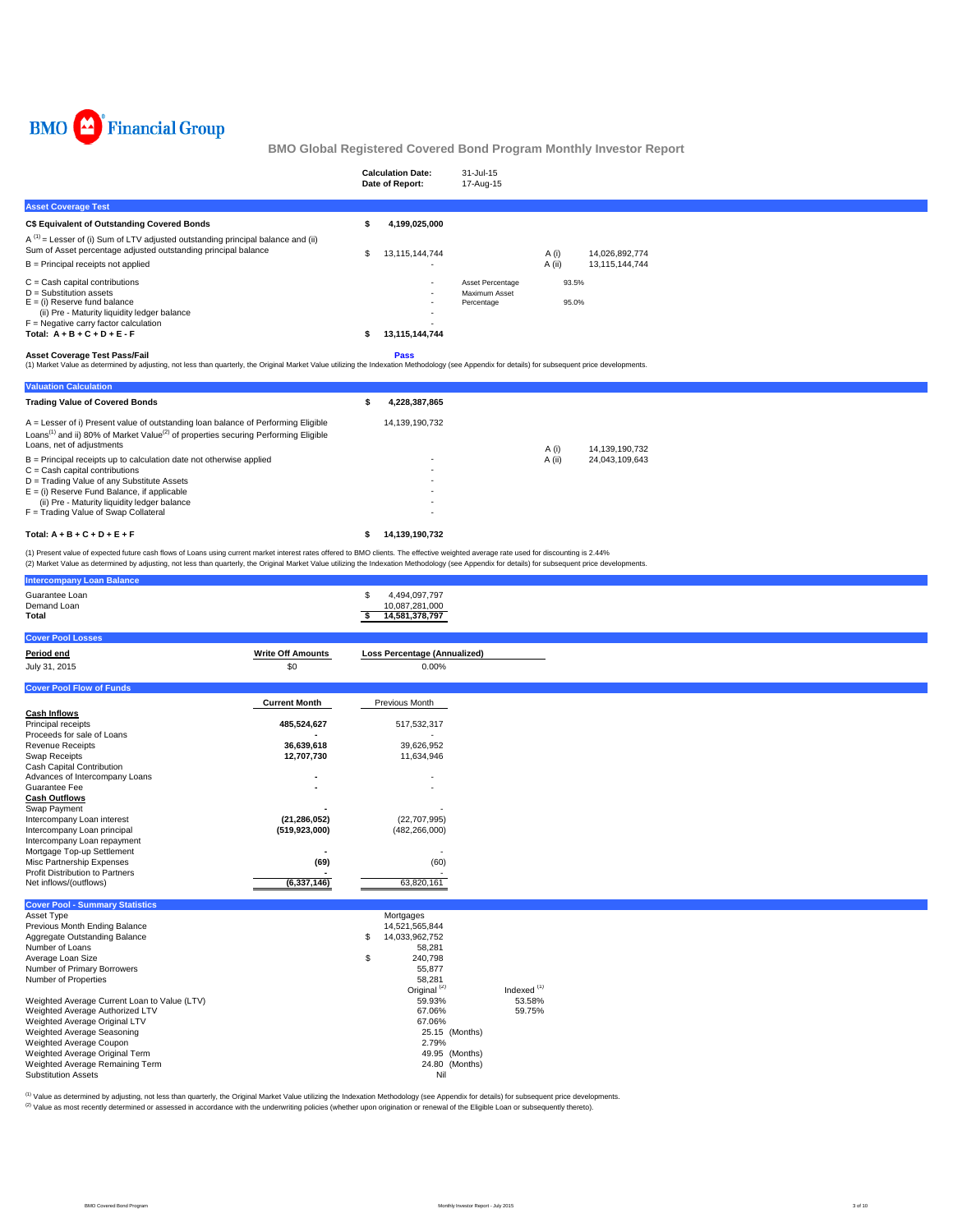BMO Financial Group

# BMO Global Registered Covered Bond Program Monthly Investor Report

| | |
|---|---|
| Calculation Date: | 31-Jul-15 |
| Date of Report: | 17-Aug-15 |

## Asset Coverage Test

| | | | | |
|---|---|---|---|---|
| **C$ Equivalent of Outstanding Covered Bonds** | **$ 4,199,025,000** | | | |
| A [(1)] = Lesser of (i) Sum of LTV adjusted outstanding principal balance and (ii) Sum of Asset percentage adjusted outstanding principal balance | $ 13,115,144,744 | | A (i) | 14,026,892,774 |
| B = Principal receipts not applied | - | | A (ii) | 13,115,144,744 |
| C = Cash capital contributions | - | Asset Percentage | 93.5% | |
| D = Substitution assets | - | Maximum Asset Percentage | 95.0% | |
| E = (i) Reserve fund balance | - | | | |
| (ii) Pre - Maturity liquidity ledger balance | - | | | |
| F = Negative carry factor calculation | - | | | |
| **Total: A + B + C + D + E - F** | **$ 13,115,144,744** | | | |

**Asset Coverage Test Pass/Fail** — **Pass**

(1) Market Value as determined by adjusting, not less than quarterly, the Original Market Value utilizing the Indexation Methodology (see Appendix for details) for subsequent price developments.

## Valuation Calculation

| | | | |
|---|---|---|---|
| **Trading Value of Covered Bonds** | **$ 4,228,387,865** | | |
| A = Lesser of i) Present value of outstanding loan balance of Performing Eligible Loans[(1)] and ii) 80% of Market Value[(2)] of properties securing Performing Eligible Loans, net of adjustments | 14,139,190,732 | A (i) | 14,139,190,732 |
| B = Principal receipts up to calculation date not otherwise applied | - | A (ii) | 24,043,109,643 |
| C = Cash capital contributions | - | | |
| D = Trading Value of any Substitute Assets | - | | |
| E = (i) Reserve Fund Balance, if applicable | - | | |
| (ii) Pre - Maturity liquidity ledger balance | - | | |
| F = Trading Value of Swap Collateral | - | | |
| **Total: A + B + C + D + E + F** | **$ 14,139,190,732** | | |

(1) Present value of expected future cash flows of Loans using current market interest rates offered to BMO clients. The effective weighted average rate used for discounting is 2.44%
(2) Market Value as determined by adjusting, not less than quarterly, the Original Market Value utilizing the Indexation Methodology (see Appendix for details) for subsequent price developments.

## Intercompany Loan Balance

| | |
|---|---|
| Guarantee Loan | $ 4,494,097,797 |
| Demand Loan | 10,087,281,000 |
| **Total** | **$ 14,581,378,797** |

## Cover Pool Losses

| Period end | Write Off Amounts | Loss Percentage (Annualized) |
|---|---|---|
| July 31, 2015 | $0 | 0.00% |

## Cover Pool Flow of Funds

| | Current Month | Previous Month |
|---|---|---|
| **Cash Inflows** | | |
| Principal receipts | **485,524,627** | 517,532,317 |
| Proceeds for sale of Loans | **-** | - |
| Revenue Receipts | **36,639,618** | 39,626,952 |
| Swap Receipts | **12,707,730** | 11,634,946 |
| Cash Capital Contribution | | |
| Advances of Intercompany Loans | **-** | - |
| Guarantee Fee | **-** | - |
| **Cash Outflows** | | |
| Swap Payment | **-** | - |
| Intercompany Loan interest | **(21,286,052)** | (22,707,995) |
| Intercompany Loan principal | **(519,923,000)** | (482,266,000) |
| Intercompany Loan repayment | | |
| Mortgage Top-up Settlement | **-** | - |
| Misc Partnership Expenses | **(69)** | (60) |
| Profit Distribution to Partners | **-** | - |
| Net inflows/(outflows) | **(6,337,146)** | 63,820,161 |

## Cover Pool - Summary Statistics

| | | |
|---|---|---|
| Asset Type | Mortgages | |
| Previous Month Ending Balance | 14,521,565,844 | |
| Aggregate Outstanding Balance | $ 14,033,962,752 | |
| Number of Loans | 58,281 | |
| Average Loan Size | $ 240,798 | |
| Number of Primary Borrowers | 55,877 | |
| Number of Properties | 58,281 | |
| | Original [(2)] | Indexed [(1)] |
| Weighted Average Current Loan to Value (LTV) | 59.93% | 53.58% |
| Weighted Average Authorized LTV | 67.06% | 59.75% |
| Weighted Average Original LTV | 67.06% | |
| Weighted Average Seasoning | 25.15 (Months) | |
| Weighted Average Coupon | 2.79% | |
| Weighted Average Original Term | 49.95 (Months) | |
| Weighted Average Remaining Term | 24.80 (Months) | |
| Substitution Assets | Nil | |

(1) Value as determined by adjusting, not less than quarterly, the Original Market Value utilizing the Indexation Methodology (see Appendix for details) for subsequent price developments.
(2) Value as most recently determined or assessed in accordance with the underwriting policies (whether upon origination or renewal of the Eligible Loan or subsequently thereto).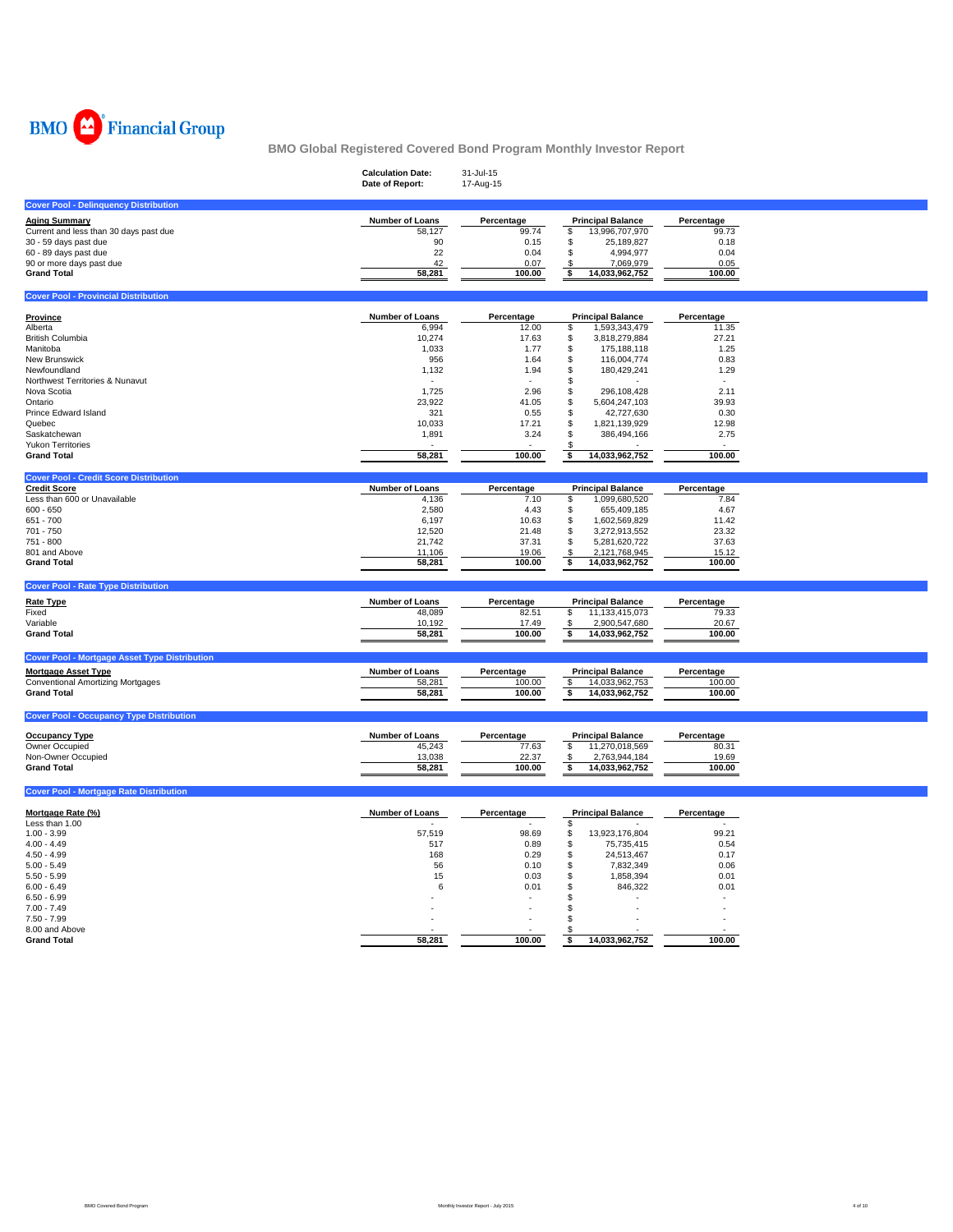BMO Financial Group

# BMO Global Registered Covered Bond Program Monthly Investor Report

| | |
|---|---|
| **Calculation Date:** | 31-Jul-15 |
| **Date of Report:** | 17-Aug-15 |

## Cover Pool - Delinquency Distribution

| Aging Summary | Number of Loans | Percentage | Principal Balance | Percentage |
|---|---|---|---|---|
| Current and less than 30 days past due | 58,127 | 99.74 | $ 13,996,707,970 | 99.73 |
| 30 - 59 days past due | 90 | 0.15 | $ 25,189,827 | 0.18 |
| 60 - 89 days past due | 22 | 0.04 | $ 4,994,977 | 0.04 |
| 90 or more days past due | 42 | 0.07 | $ 7,069,979 | 0.05 |
| **Grand Total** | **58,281** | **100.00** | **$ 14,033,962,752** | **100.00** |

## Cover Pool - Provincial Distribution

| Province | Number of Loans | Percentage | Principal Balance | Percentage |
|---|---|---|---|---|
| Alberta | 6,994 | 12.00 | $ 1,593,343,479 | 11.35 |
| British Columbia | 10,274 | 17.63 | $ 3,818,279,884 | 27.21 |
| Manitoba | 1,033 | 1.77 | $ 175,188,118 | 1.25 |
| New Brunswick | 956 | 1.64 | $ 116,004,774 | 0.83 |
| Newfoundland | 1,132 | 1.94 | $ 180,429,241 | 1.29 |
| Northwest Territories & Nunavut | - | - | $ - | - |
| Nova Scotia | 1,725 | 2.96 | $ 296,108,428 | 2.11 |
| Ontario | 23,922 | 41.05 | $ 5,604,247,103 | 39.93 |
| Prince Edward Island | 321 | 0.55 | $ 42,727,630 | 0.30 |
| Quebec | 10,033 | 17.21 | $ 1,821,139,929 | 12.98 |
| Saskatchewan | 1,891 | 3.24 | $ 386,494,166 | 2.75 |
| Yukon Territories | - | - | $ - | - |
| **Grand Total** | **58,281** | **100.00** | **$ 14,033,962,752** | **100.00** |

## Cover Pool - Credit Score Distribution

| Credit Score | Number of Loans | Percentage | Principal Balance | Percentage |
|---|---|---|---|---|
| Less than 600 or Unavailable | 4,136 | 7.10 | $ 1,099,680,520 | 7.84 |
| 600 - 650 | 2,580 | 4.43 | $ 655,409,185 | 4.67 |
| 651 - 700 | 6,197 | 10.63 | $ 1,602,569,829 | 11.42 |
| 701 - 750 | 12,520 | 21.48 | $ 3,272,913,552 | 23.32 |
| 751 - 800 | 21,742 | 37.31 | $ 5,281,620,722 | 37.63 |
| 801 and Above | 11,106 | 19.06 | $ 2,121,768,945 | 15.12 |
| **Grand Total** | **58,281** | **100.00** | **$ 14,033,962,752** | **100.00** |

## Cover Pool - Rate Type Distribution

| Rate Type | Number of Loans | Percentage | Principal Balance | Percentage |
|---|---|---|---|---|
| Fixed | 48,089 | 82.51 | $ 11,133,415,073 | 79.33 |
| Variable | 10,192 | 17.49 | $ 2,900,547,680 | 20.67 |
| **Grand Total** | **58,281** | **100.00** | **$ 14,033,962,752** | **100.00** |

## Cover Pool - Mortgage Asset Type Distribution

| Mortgage Asset Type | Number of Loans | Percentage | Principal Balance | Percentage |
|---|---|---|---|---|
| Conventional Amortizing Mortgages | 58,281 | 100.00 | $ 14,033,962,753 | 100.00 |
| **Grand Total** | **58,281** | **100.00** | **$ 14,033,962,752** | **100.00** |

## Cover Pool - Occupancy Type Distribution

| Occupancy Type | Number of Loans | Percentage | Principal Balance | Percentage |
|---|---|---|---|---|
| Owner Occupied | 45,243 | 77.63 | $ 11,270,018,569 | 80.31 |
| Non-Owner Occupied | 13,038 | 22.37 | $ 2,763,944,184 | 19.69 |
| **Grand Total** | **58,281** | **100.00** | **$ 14,033,962,752** | **100.00** |

## Cover Pool - Mortgage Rate Distribution

| Mortgage Rate (%) | Number of Loans | Percentage | Principal Balance | Percentage |
|---|---|---|---|---|
| Less than 1.00 | - | - | $ - | - |
| 1.00 - 3.99 | 57,519 | 98.69 | $ 13,923,176,804 | 99.21 |
| 4.00 - 4.49 | 517 | 0.89 | $ 75,735,415 | 0.54 |
| 4.50 - 4.99 | 168 | 0.29 | $ 24,513,467 | 0.17 |
| 5.00 - 5.49 | 56 | 0.10 | $ 7,832,349 | 0.06 |
| 5.50 - 5.99 | 15 | 0.03 | $ 1,858,394 | 0.01 |
| 6.00 - 6.49 | 6 | 0.01 | $ 846,322 | 0.01 |
| 6.50 - 6.99 | - | - | $ - | - |
| 7.00 - 7.49 | - | - | $ - | - |
| 7.50 - 7.99 | - | - | $ - | - |
| 8.00 and Above | - | - | $ - | - |
| **Grand Total** | **58,281** | **100.00** | **$ 14,033,962,752** | **100.00** |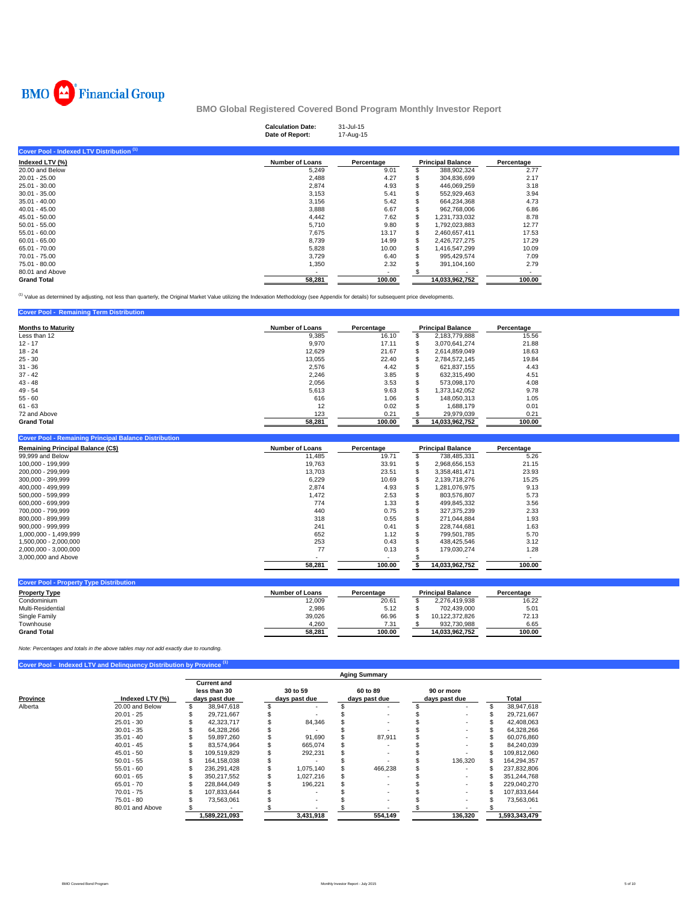BMO Financial Group

# BMO Global Registered Covered Bond Program Monthly Investor Report

**Calculation Date:** 31-Jul-15
**Date of Report:** 17-Aug-15

## Cover Pool - Indexed LTV Distribution [1]

| Indexed LTV (%) | Number of Loans | Percentage | Principal Balance | Percentage |
|---|---|---|---|---|
| 20.00 and Below | 5,249 | 9.01 | $ 388,902,324 | 2.77 |
| 20.01 - 25.00 | 2,488 | 4.27 | $ 304,836,699 | 2.17 |
| 25.01 - 30.00 | 2,874 | 4.93 | $ 446,069,259 | 3.18 |
| 30.01 - 35.00 | 3,153 | 5.41 | $ 552,929,463 | 3.94 |
| 35.01 - 40.00 | 3,156 | 5.42 | $ 664,234,368 | 4.73 |
| 40.01 - 45.00 | 3,888 | 6.67 | $ 962,768,006 | 6.86 |
| 45.01 - 50.00 | 4,442 | 7.62 | $ 1,231,733,032 | 8.78 |
| 50.01 - 55.00 | 5,710 | 9.80 | $ 1,792,023,883 | 12.77 |
| 55.01 - 60.00 | 7,675 | 13.17 | $ 2,460,657,411 | 17.53 |
| 60.01 - 65.00 | 8,739 | 14.99 | $ 2,426,727,275 | 17.29 |
| 65.01 - 70.00 | 5,828 | 10.00 | $ 1,416,547,299 | 10.09 |
| 70.01 - 75.00 | 3,729 | 6.40 | $ 995,429,574 | 7.09 |
| 75.01 - 80.00 | 1,350 | 2.32 | $ 391,104,160 | 2.79 |
| 80.01 and Above | - | - | $ - | - |
| **Grand Total** | **58,281** | **100.00** | **14,033,962,752** | **100.00** |

[1] Value as determined by adjusting, not less than quarterly, the Original Market Value utilizing the Indexation Methodology (see Appendix for details) for subsequent price developments.

## Cover Pool - Remaining Term Distribution

| Months to Maturity | Number of Loans | Percentage | Principal Balance | Percentage |
|---|---|---|---|---|
| Less than 12 | 9,385 | 16.10 | $ 2,183,779,888 | 15.56 |
| 12 - 17 | 9,970 | 17.11 | $ 3,070,641,274 | 21.88 |
| 18 - 24 | 12,629 | 21.67 | $ 2,614,859,049 | 18.63 |
| 25 - 30 | 13,055 | 22.40 | $ 2,784,572,145 | 19.84 |
| 31 - 36 | 2,576 | 4.42 | $ 621,837,155 | 4.43 |
| 37 - 42 | 2,246 | 3.85 | $ 632,315,490 | 4.51 |
| 43 - 48 | 2,056 | 3.53 | $ 573,098,170 | 4.08 |
| 49 - 54 | 5,613 | 9.63 | $ 1,373,142,052 | 9.78 |
| 55 - 60 | 616 | 1.06 | $ 148,050,313 | 1.05 |
| 61 - 63 | 12 | 0.02 | $ 1,688,179 | 0.01 |
| 72 and Above | 123 | 0.21 | $ 29,979,039 | 0.21 |
| **Grand Total** | **58,281** | **100.00** | **$ 14,033,962,752** | **100.00** |

## Cover Pool - Remaining Principal Balance Distribution

| Remaining Principal Balance (C$) | Number of Loans | Percentage | Principal Balance | Percentage |
|---|---|---|---|---|
| 99,999 and Below | 11,485 | 19.71 | $ 738,485,331 | 5.26 |
| 100,000 - 199,999 | 19,763 | 33.91 | $ 2,968,656,153 | 21.15 |
| 200,000 - 299,999 | 13,703 | 23.51 | $ 3,358,481,471 | 23.93 |
| 300,000 - 399,999 | 6,229 | 10.69 | $ 2,139,718,276 | 15.25 |
| 400,000 - 499,999 | 2,874 | 4.93 | $ 1,281,076,975 | 9.13 |
| 500,000 - 599,999 | 1,472 | 2.53 | $ 803,576,807 | 5.73 |
| 600,000 - 699,999 | 774 | 1.33 | $ 499,845,332 | 3.56 |
| 700,000 - 799,999 | 440 | 0.75 | $ 327,375,239 | 2.33 |
| 800,000 - 899,999 | 318 | 0.55 | $ 271,044,884 | 1.93 |
| 900,000 - 999,999 | 241 | 0.41 | $ 228,744,681 | 1.63 |
| 1,000,000 - 1,499,999 | 652 | 1.12 | $ 799,501,785 | 5.70 |
| 1,500,000 - 2,000,000 | 253 | 0.43 | $ 438,425,546 | 3.12 |
| 2,000,000 - 3,000,000 | 77 | 0.13 | $ 179,030,274 | 1.28 |
| 3,000,000 and Above | - | - | $ - | - |
| | **58,281** | **100.00** | **$ 14,033,962,752** | **100.00** |

## Cover Pool - Property Type Distribution

| Property Type | Number of Loans | Percentage | Principal Balance | Percentage |
|---|---|---|---|---|
| Condominium | 12,009 | 20.61 | $ 2,276,419,938 | 16.22 |
| Multi-Residential | 2,986 | 5.12 | $ 702,439,000 | 5.01 |
| Single Family | 39,026 | 66.96 | $ 10,122,372,826 | 72.13 |
| Townhouse | 4,260 | 7.31 | $ 932,730,988 | 6.65 |
| **Grand Total** | **58,281** | **100.00** | **14,033,962,752** | **100.00** |

*Note: Percentages and totals in the above tables may not add exactly due to rounding.*

## Cover Pool - Indexed LTV and Delinquency Distribution by Province [1]

| | | Aging Summary | | | | |
|---|---|---|---|---|---|---|
| **Province** | **Indexed LTV (%)** | **Current and less than 30 days past due** | **30 to 59 days past due** | **60 to 89 days past due** | **90 or more days past due** | **Total** |
| Alberta | 20.00 and Below | $ 38,947,618 | $ - | $ - | $ - | $ 38,947,618 |
| | 20.01 - 25 | $ 29,721,667 | $ - | $ - | $ - | $ 29,721,667 |
| | 25.01 - 30 | $ 42,323,717 | $ 84,346 | $ - | $ - | $ 42,408,063 |
| | 30.01 - 35 | $ 64,328,266 | $ - | $ - | $ - | $ 64,328,266 |
| | 35.01 - 40 | $ 59,897,260 | $ 91,690 | $ 87,911 | $ - | $ 60,076,860 |
| | 40.01 - 45 | $ 83,574,964 | $ 665,074 | $ - | $ - | $ 84,240,039 |
| | 45.01 - 50 | $ 109,519,829 | $ 292,231 | $ - | $ - | $ 109,812,060 |
| | 50.01 - 55 | $ 164,158,038 | $ - | $ - | $ 136,320 | $ 164,294,357 |
| | 55.01 - 60 | $ 236,291,428 | $ 1,075,140 | $ 466,238 | $ - | $ 237,832,806 |
| | 60.01 - 65 | $ 350,217,552 | $ 1,027,216 | $ - | $ - | $ 351,244,768 |
| | 65.01 - 70 | $ 228,844,049 | $ 196,221 | $ - | $ - | $ 229,040,270 |
| | 70.01 - 75 | $ 107,833,644 | $ - | $ - | $ - | $ 107,833,644 |
| | 75.01 - 80 | $ 73,563,061 | $ - | $ - | $ - | $ 73,563,061 |
| | 80.01 and Above | $ - | $ - | $ - | $ - | $ - |
| | | **1,589,221,093** | **3,431,918** | **554,149** | **136,320** | **1,593,343,479** |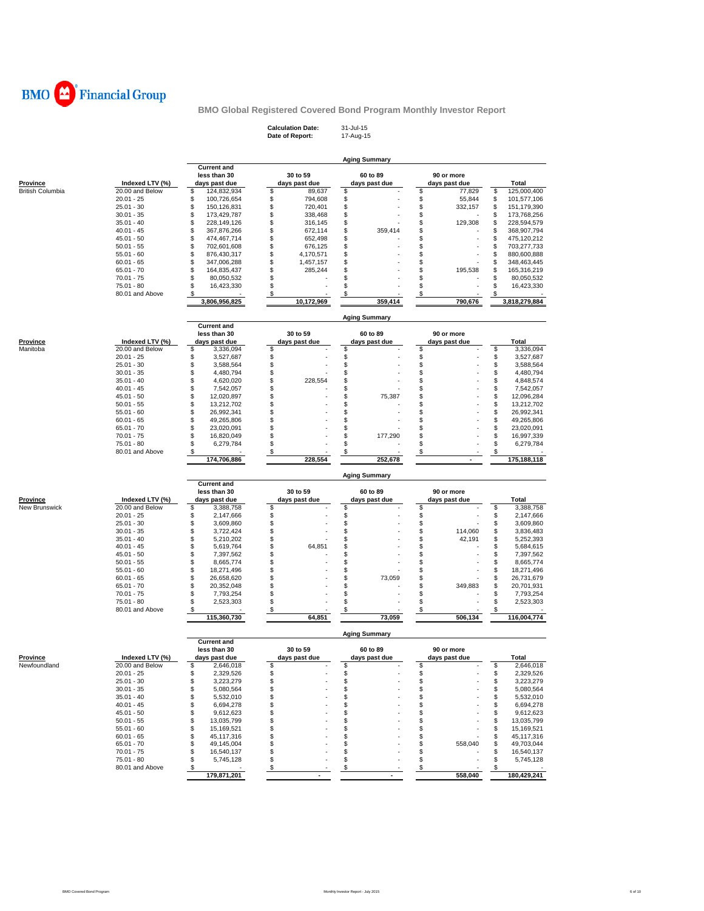BMO Financial Group

# BMO Global Registered Covered Bond Program Monthly Investor Report

**Calculation Date:** 31-Jul-15
**Date of Report:** 17-Aug-15

## Aging Summary

| Province | Indexed LTV (%) | Current and less than 30 days past due | 30 to 59 days past due | 60 to 89 days past due | 90 or more days past due | Total |
|---|---|---|---|---|---|---|
| British Columbia | 20.00 and Below | $ 124,832,934 | $ 89,637 | $ - | $ 77,829 | $ 125,000,400 |
| | 20.01 - 25 | $ 100,726,654 | $ 794,608 | $ - | $ 55,844 | $ 101,577,106 |
| | 25.01 - 30 | $ 150,126,831 | $ 720,401 | $ - | $ 332,157 | $ 151,179,390 |
| | 30.01 - 35 | $ 173,429,787 | $ 338,468 | $ - | $ - | $ 173,768,256 |
| | 35.01 - 40 | $ 228,149,126 | $ 316,145 | $ - | $ 129,308 | $ 228,594,579 |
| | 40.01 - 45 | $ 367,876,266 | $ 672,114 | $ 359,414 | $ - | $ 368,907,794 |
| | 45.01 - 50 | $ 474,467,714 | $ 652,498 | $ - | $ - | $ 475,120,212 |
| | 50.01 - 55 | $ 702,601,608 | $ 676,125 | $ - | $ - | $ 703,277,733 |
| | 55.01 - 60 | $ 876,430,317 | $ 4,170,571 | $ - | $ - | $ 880,600,888 |
| | 60.01 - 65 | $ 347,006,288 | $ 1,457,157 | $ - | $ - | $ 348,463,445 |
| | 65.01 - 70 | $ 164,835,437 | $ 285,244 | $ - | $ 195,538 | $ 165,316,219 |
| | 70.01 - 75 | $ 80,050,532 | $ - | $ - | $ - | $ 80,050,532 |
| | 75.01 - 80 | $ 16,423,330 | $ - | $ - | $ - | $ 16,423,330 |
| | 80.01 and Above | $ - | $ - | $ - | $ - | $ - |
| | | 3,806,956,825 | 10,172,969 | 359,414 | 790,676 | 3,818,279,884 |

## Aging Summary

| Province | Indexed LTV (%) | Current and less than 30 days past due | 30 to 59 days past due | 60 to 89 days past due | 90 or more days past due | Total |
|---|---|---|---|---|---|---|
| Manitoba | 20.00 and Below | $ 3,336,094 | $ - | $ - | $ - | $ 3,336,094 |
| | 20.01 - 25 | $ 3,527,687 | $ - | $ - | $ - | $ 3,527,687 |
| | 25.01 - 30 | $ 3,588,564 | $ - | $ - | $ - | $ 3,588,564 |
| | 30.01 - 35 | $ 4,480,794 | $ - | $ - | $ - | $ 4,480,794 |
| | 35.01 - 40 | $ 4,620,020 | $ 228,554 | $ - | $ - | $ 4,848,574 |
| | 40.01 - 45 | $ 7,542,057 | $ - | $ - | $ - | $ 7,542,057 |
| | 45.01 - 50 | $ 12,020,897 | $ - | $ 75,387 | $ - | $ 12,096,284 |
| | 50.01 - 55 | $ 13,212,702 | $ - | $ - | $ - | $ 13,212,702 |
| | 55.01 - 60 | $ 26,992,341 | $ - | $ - | $ - | $ 26,992,341 |
| | 60.01 - 65 | $ 49,265,806 | $ - | $ - | $ - | $ 49,265,806 |
| | 65.01 - 70 | $ 23,020,091 | $ - | $ - | $ - | $ 23,020,091 |
| | 70.01 - 75 | $ 16,820,049 | $ - | $ 177,290 | $ - | $ 16,997,339 |
| | 75.01 - 80 | $ 6,279,784 | $ - | $ - | $ - | $ 6,279,784 |
| | 80.01 and Above | $ - | $ - | $ - | $ - | $ - |
| | | 174,706,886 | 228,554 | 252,678 | - | 175,188,118 |

## Aging Summary

| Province | Indexed LTV (%) | Current and less than 30 days past due | 30 to 59 days past due | 60 to 89 days past due | 90 or more days past due | Total |
|---|---|---|---|---|---|---|
| New Brunswick | 20.00 and Below | $ 3,388,758 | $ - | $ - | $ - | $ 3,388,758 |
| | 20.01 - 25 | $ 2,147,666 | $ - | $ - | $ - | $ 2,147,666 |
| | 25.01 - 30 | $ 3,609,860 | $ - | $ - | $ - | $ 3,609,860 |
| | 30.01 - 35 | $ 3,722,424 | $ - | $ - | $ 114,060 | $ 3,836,483 |
| | 35.01 - 40 | $ 5,210,202 | $ - | $ - | $ 42,191 | $ 5,252,393 |
| | 40.01 - 45 | $ 5,619,764 | $ 64,851 | $ - | $ - | $ 5,684,615 |
| | 45.01 - 50 | $ 7,397,562 | $ - | $ - | $ - | $ 7,397,562 |
| | 50.01 - 55 | $ 8,665,774 | $ - | $ - | $ - | $ 8,665,774 |
| | 55.01 - 60 | $ 18,271,496 | $ - | $ - | $ - | $ 18,271,496 |
| | 60.01 - 65 | $ 26,658,620 | $ - | $ 73,059 | $ - | $ 26,731,679 |
| | 65.01 - 70 | $ 20,352,048 | $ - | $ - | $ 349,883 | $ 20,701,931 |
| | 70.01 - 75 | $ 7,793,254 | $ - | $ - | $ - | $ 7,793,254 |
| | 75.01 - 80 | $ 2,523,303 | $ - | $ - | $ - | $ 2,523,303 |
| | 80.01 and Above | $ - | $ - | $ - | $ - | $ - |
| | | 115,360,730 | 64,851 | 73,059 | 506,134 | 116,004,774 |

## Aging Summary

| Province | Indexed LTV (%) | Current and less than 30 days past due | 30 to 59 days past due | 60 to 89 days past due | 90 or more days past due | Total |
|---|---|---|---|---|---|---|
| Newfoundland | 20.00 and Below | $ 2,646,018 | $ - | $ - | $ - | $ 2,646,018 |
| | 20.01 - 25 | $ 2,329,526 | $ - | $ - | $ - | $ 2,329,526 |
| | 25.01 - 30 | $ 3,223,279 | $ - | $ - | $ - | $ 3,223,279 |
| | 30.01 - 35 | $ 5,080,564 | $ - | $ - | $ - | $ 5,080,564 |
| | 35.01 - 40 | $ 5,532,010 | $ - | $ - | $ - | $ 5,532,010 |
| | 40.01 - 45 | $ 6,694,278 | $ - | $ - | $ - | $ 6,694,278 |
| | 45.01 - 50 | $ 9,612,623 | $ - | $ - | $ - | $ 9,612,623 |
| | 50.01 - 55 | $ 13,035,799 | $ - | $ - | $ - | $ 13,035,799 |
| | 55.01 - 60 | $ 15,169,521 | $ - | $ - | $ - | $ 15,169,521 |
| | 60.01 - 65 | $ 45,117,316 | $ - | $ - | $ - | $ 45,117,316 |
| | 65.01 - 70 | $ 49,145,004 | $ - | $ - | $ 558,040 | $ 49,703,044 |
| | 70.01 - 75 | $ 16,540,137 | $ - | $ - | $ - | $ 16,540,137 |
| | 75.01 - 80 | $ 5,745,128 | $ - | $ - | $ - | $ 5,745,128 |
| | 80.01 and Above | $ - | $ - | $ - | $ - | $ - |
| | | 179,871,201 | - | - | 558,040 | 180,429,241 |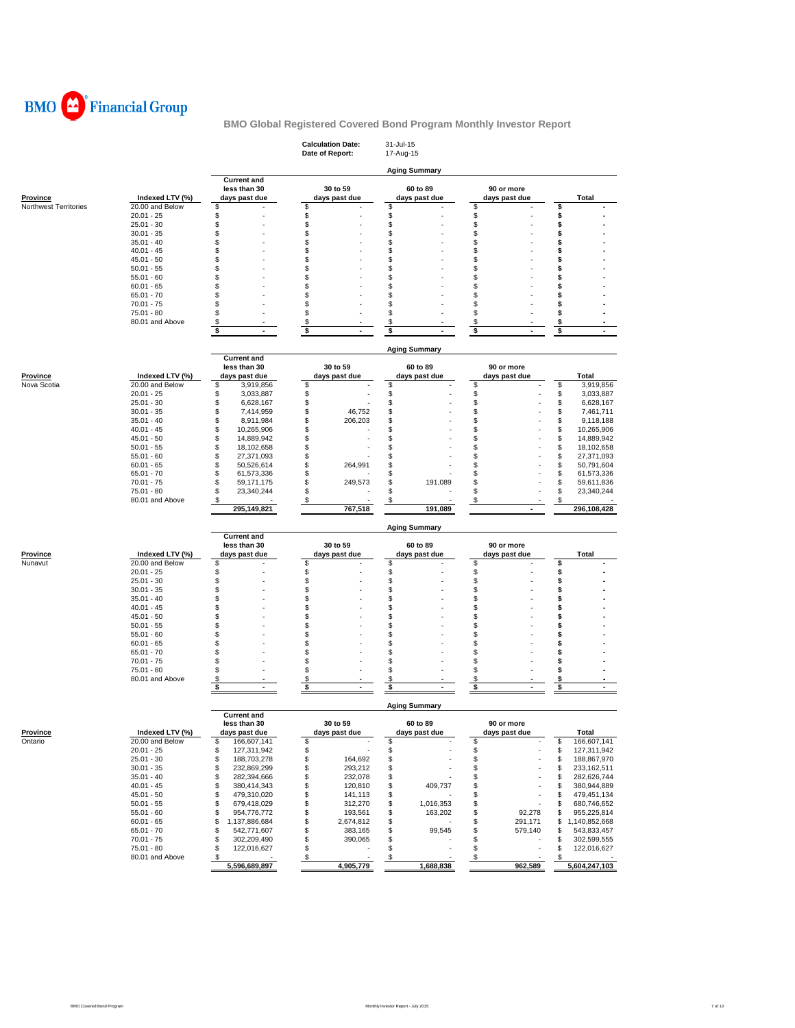BMO Financial Group

# BMO Global Registered Covered Bond Program Monthly Investor Report

**Calculation Date:** 31-Jul-15
**Date of Report:** 17-Aug-15

## Aging Summary

| Province | Indexed LTV (%) | Current and less than 30 days past due | 30 to 59 days past due | 60 to 89 days past due | 90 or more days past due | Total |
|---|---|---|---|---|---|---|
| Northwest Territories | 20.00 and Below | $ - | $ - | $ - | $ - | $ - |
| | 20.01 - 25 | $ - | $ - | $ - | $ - | $ - |
| | 25.01 - 30 | $ - | $ - | $ - | $ - | $ - |
| | 30.01 - 35 | $ - | $ - | $ - | $ - | $ - |
| | 35.01 - 40 | $ - | $ - | $ - | $ - | $ - |
| | 40.01 - 45 | $ - | $ - | $ - | $ - | $ - |
| | 45.01 - 50 | $ - | $ - | $ - | $ - | $ - |
| | 50.01 - 55 | $ - | $ - | $ - | $ - | $ - |
| | 55.01 - 60 | $ - | $ - | $ - | $ - | $ - |
| | 60.01 - 65 | $ - | $ - | $ - | $ - | $ - |
| | 65.01 - 70 | $ - | $ - | $ - | $ - | $ - |
| | 70.01 - 75 | $ - | $ - | $ - | $ - | $ - |
| | 75.01 - 80 | $ - | $ - | $ - | $ - | $ - |
| | 80.01 and Above | $ - | $ - | $ - | $ - | $ - |
| | | $ - | $ - | $ - | $ - | $ - |

## Aging Summary

| Province | Indexed LTV (%) | Current and less than 30 days past due | 30 to 59 days past due | 60 to 89 days past due | 90 or more days past due | Total |
|---|---|---|---|---|---|---|
| Nova Scotia | 20.00 and Below | $ 3,919,856 | $ - | $ - | $ - | $ 3,919,856 |
| | 20.01 - 25 | $ 3,033,887 | $ - | $ - | $ - | $ 3,033,887 |
| | 25.01 - 30 | $ 6,628,167 | $ - | $ - | $ - | $ 6,628,167 |
| | 30.01 - 35 | $ 7,414,959 | $ 46,752 | $ - | $ - | $ 7,461,711 |
| | 35.01 - 40 | $ 8,911,984 | $ 206,203 | $ - | $ - | $ 9,118,188 |
| | 40.01 - 45 | $ 10,265,906 | $ - | $ - | $ - | $ 10,265,906 |
| | 45.01 - 50 | $ 14,889,942 | $ - | $ - | $ - | $ 14,889,942 |
| | 50.01 - 55 | $ 18,102,658 | $ - | $ - | $ - | $ 18,102,658 |
| | 55.01 - 60 | $ 27,371,093 | $ - | $ - | $ - | $ 27,371,093 |
| | 60.01 - 65 | $ 50,526,614 | $ 264,991 | $ - | $ - | $ 50,791,604 |
| | 65.01 - 70 | $ 61,573,336 | $ - | $ - | $ - | $ 61,573,336 |
| | 70.01 - 75 | $ 59,171,175 | $ 249,573 | $ 191,089 | $ - | $ 59,611,836 |
| | 75.01 - 80 | $ 23,340,244 | $ - | $ - | $ - | $ 23,340,244 |
| | 80.01 and Above | $ - | $ - | $ - | $ - | $ - |
| | | 295,149,821 | 767,518 | 191,089 | - | 296,108,428 |

## Aging Summary

| Province | Indexed LTV (%) | Current and less than 30 days past due | 30 to 59 days past due | 60 to 89 days past due | 90 or more days past due | Total |
|---|---|---|---|---|---|---|
| Nunavut | 20.00 and Below | $ - | $ - | $ - | $ - | $ - |
| | 20.01 - 25 | $ - | $ - | $ - | $ - | $ - |
| | 25.01 - 30 | $ - | $ - | $ - | $ - | $ - |
| | 30.01 - 35 | $ - | $ - | $ - | $ - | $ - |
| | 35.01 - 40 | $ - | $ - | $ - | $ - | $ - |
| | 40.01 - 45 | $ - | $ - | $ - | $ - | $ - |
| | 45.01 - 50 | $ - | $ - | $ - | $ - | $ - |
| | 50.01 - 55 | $ - | $ - | $ - | $ - | $ - |
| | 55.01 - 60 | $ - | $ - | $ - | $ - | $ - |
| | 60.01 - 65 | $ - | $ - | $ - | $ - | $ - |
| | 65.01 - 70 | $ - | $ - | $ - | $ - | $ - |
| | 70.01 - 75 | $ - | $ - | $ - | $ - | $ - |
| | 75.01 - 80 | $ - | $ - | $ - | $ - | $ - |
| | 80.01 and Above | $ - | $ - | $ - | $ - | $ - |
| | | $ - | $ - | $ - | $ - | $ - |

## Aging Summary

| Province | Indexed LTV (%) | Current and less than 30 days past due | 30 to 59 days past due | 60 to 89 days past due | 90 or more days past due | Total |
|---|---|---|---|---|---|---|
| Ontario | 20.00 and Below | $ 166,607,141 | $ - | $ - | $ - | $ 166,607,141 |
| | 20.01 - 25 | $ 127,311,942 | $ - | $ - | $ - | $ 127,311,942 |
| | 25.01 - 30 | $ 188,703,278 | $ 164,692 | $ - | $ - | $ 188,867,970 |
| | 30.01 - 35 | $ 232,869,299 | $ 293,212 | $ - | $ - | $ 233,162,511 |
| | 35.01 - 40 | $ 282,394,666 | $ 232,078 | $ - | $ - | $ 282,626,744 |
| | 40.01 - 45 | $ 380,414,343 | $ 120,810 | $ 409,737 | $ - | $ 380,944,889 |
| | 45.01 - 50 | $ 479,310,020 | $ 141,113 | $ - | $ - | $ 479,451,134 |
| | 50.01 - 55 | $ 679,418,029 | $ 312,270 | $ 1,016,353 | $ - | $ 680,746,652 |
| | 55.01 - 60 | $ 954,776,772 | $ 193,561 | $ 163,202 | $ 92,278 | $ 955,225,814 |
| | 60.01 - 65 | $ 1,137,886,684 | $ 2,674,812 | $ - | $ 291,171 | $ 1,140,852,668 |
| | 65.01 - 70 | $ 542,771,607 | $ 383,165 | $ 99,545 | $ 579,140 | $ 543,833,457 |
| | 70.01 - 75 | $ 302,209,490 | $ 390,065 | $ - | $ - | $ 302,599,555 |
| | 75.01 - 80 | $ 122,016,627 | $ - | $ - | $ - | $ 122,016,627 |
| | 80.01 and Above | $ - | $ - | $ - | $ - | $ - |
| | | 5,596,689,897 | 4,905,779 | 1,688,838 | 962,589 | 5,604,247,103 |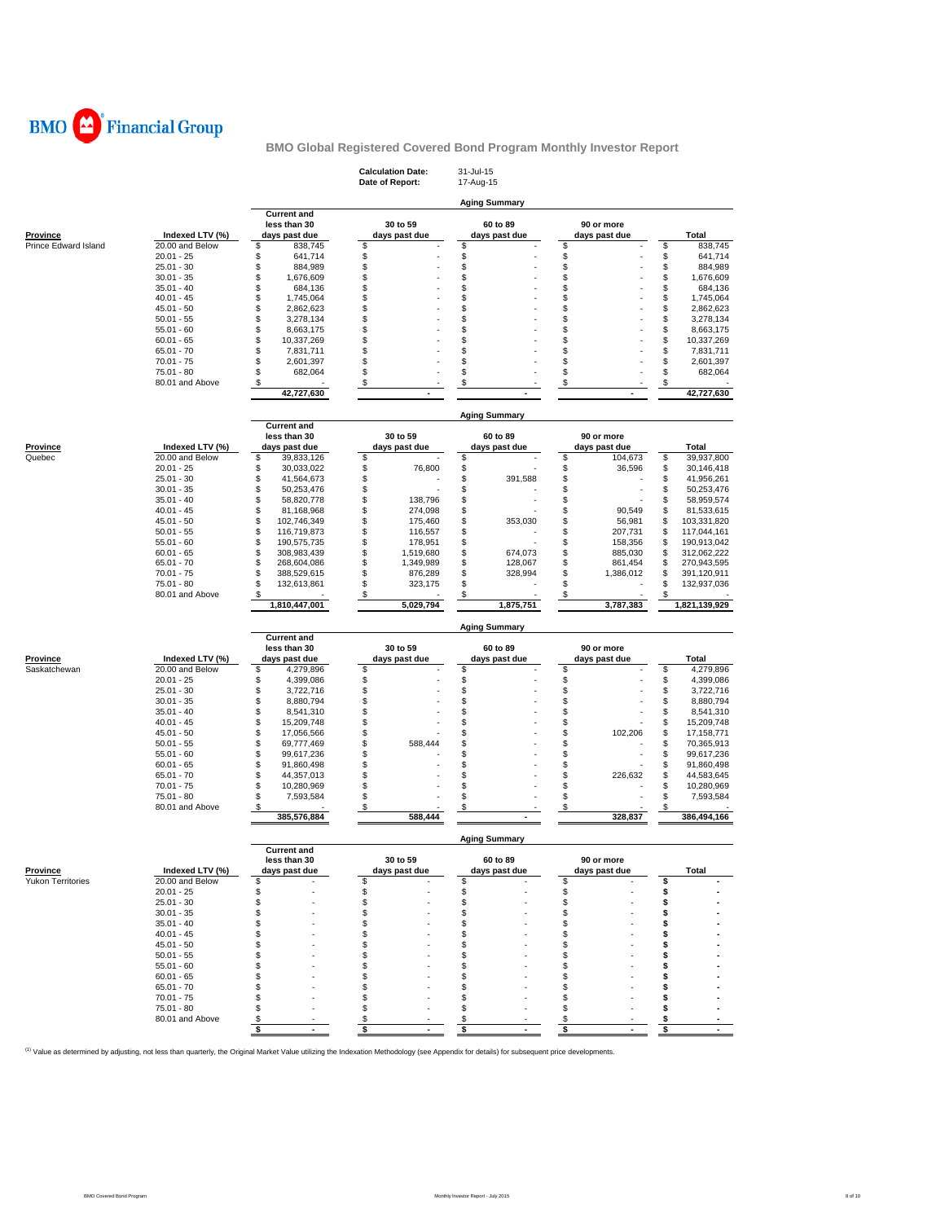BMO Financial Group

# BMO Global Registered Covered Bond Program Monthly Investor Report

| | |
|---|---|
| **Calculation Date:** | 31-Jul-15 |
| **Date of Report:** | 17-Aug-15 |

**Aging Summary**

| Province | Indexed LTV (%) | Current and less than 30 days past due | 30 to 59 days past due | 60 to 89 days past due | 90 or more days past due | Total |
|---|---|---|---|---|---|---|
| Prince Edward Island | 20.00 and Below | $ 838,745 | $ - | $ - | $ - | $ 838,745 |
| | 20.01 - 25 | $ 641,714 | $ - | $ - | $ - | $ 641,714 |
| | 25.01 - 30 | $ 884,989 | $ - | $ - | $ - | $ 884,989 |
| | 30.01 - 35 | $ 1,676,609 | $ - | $ - | $ - | $ 1,676,609 |
| | 35.01 - 40 | $ 684,136 | $ - | $ - | $ - | $ 684,136 |
| | 40.01 - 45 | $ 1,745,064 | $ - | $ - | $ - | $ 1,745,064 |
| | 45.01 - 50 | $ 2,862,623 | $ - | $ - | $ - | $ 2,862,623 |
| | 50.01 - 55 | $ 3,278,134 | $ - | $ - | $ - | $ 3,278,134 |
| | 55.01 - 60 | $ 8,663,175 | $ - | $ - | $ - | $ 8,663,175 |
| | 60.01 - 65 | $ 10,337,269 | $ - | $ - | $ - | $ 10,337,269 |
| | 65.01 - 70 | $ 7,831,711 | $ - | $ - | $ - | $ 7,831,711 |
| | 70.01 - 75 | $ 2,601,397 | $ - | $ - | $ - | $ 2,601,397 |
| | 75.01 - 80 | $ 682,064 | $ - | $ - | $ - | $ 682,064 |
| | 80.01 and Above | $ - | $ - | $ - | $ - | $ - |
| | | 42,727,630 | - | - | - | 42,727,630 |

**Aging Summary**

| Province | Indexed LTV (%) | Current and less than 30 days past due | 30 to 59 days past due | 60 to 89 days past due | 90 or more days past due | Total |
|---|---|---|---|---|---|---|
| Quebec | 20.00 and Below | $ 39,833,126 | $ - | $ - | $ 104,673 | $ 39,937,800 |
| | 20.01 - 25 | $ 30,033,022 | $ 76,800 | $ - | $ 36,596 | $ 30,146,418 |
| | 25.01 - 30 | $ 41,564,673 | $ - | $ 391,588 | $ - | $ 41,956,261 |
| | 30.01 - 35 | $ 50,253,476 | $ - | $ - | $ - | $ 50,253,476 |
| | 35.01 - 40 | $ 58,820,778 | $ 138,796 | $ - | $ - | $ 58,959,574 |
| | 40.01 - 45 | $ 81,168,968 | $ 274,098 | $ - | $ 90,549 | $ 81,533,615 |
| | 45.01 - 50 | $ 102,746,349 | $ 175,460 | $ 353,030 | $ 56,981 | $ 103,331,820 |
| | 50.01 - 55 | $ 116,719,873 | $ 116,557 | $ - | $ 207,731 | $ 117,044,161 |
| | 55.01 - 60 | $ 190,575,735 | $ 178,951 | $ - | $ 158,356 | $ 190,913,042 |
| | 60.01 - 65 | $ 308,983,439 | $ 1,519,680 | $ 674,073 | $ 885,030 | $ 312,062,222 |
| | 65.01 - 70 | $ 268,604,086 | $ 1,349,989 | $ 128,067 | $ 861,454 | $ 270,943,595 |
| | 70.01 - 75 | $ 388,529,615 | $ 876,289 | $ 328,994 | $ 1,386,012 | $ 391,120,911 |
| | 75.01 - 80 | $ 132,613,861 | $ 323,175 | $ - | $ - | $ 132,937,036 |
| | 80.01 and Above | $ - | $ - | $ - | $ - | $ - |
| | | 1,810,447,001 | 5,029,794 | 1,875,751 | 3,787,383 | 1,821,139,929 |

**Aging Summary**

| Province | Indexed LTV (%) | Current and less than 30 days past due | 30 to 59 days past due | 60 to 89 days past due | 90 or more days past due | Total |
|---|---|---|---|---|---|---|
| Saskatchewan | 20.00 and Below | $ 4,279,896 | $ - | $ - | $ - | $ 4,279,896 |
| | 20.01 - 25 | $ 4,399,086 | $ - | $ - | $ - | $ 4,399,086 |
| | 25.01 - 30 | $ 3,722,716 | $ - | $ - | $ - | $ 3,722,716 |
| | 30.01 - 35 | $ 8,880,794 | $ - | $ - | $ - | $ 8,880,794 |
| | 35.01 - 40 | $ 8,541,310 | $ - | $ - | $ - | $ 8,541,310 |
| | 40.01 - 45 | $ 15,209,748 | $ - | $ - | $ - | $ 15,209,748 |
| | 45.01 - 50 | $ 17,056,566 | $ - | $ - | $ 102,206 | $ 17,158,771 |
| | 50.01 - 55 | $ 69,777,469 | $ 588,444 | $ - | $ - | $ 70,365,913 |
| | 55.01 - 60 | $ 99,617,236 | $ - | $ - | $ - | $ 99,617,236 |
| | 60.01 - 65 | $ 91,860,498 | $ - | $ - | $ - | $ 91,860,498 |
| | 65.01 - 70 | $ 44,357,013 | $ - | $ - | $ 226,632 | $ 44,583,645 |
| | 70.01 - 75 | $ 10,280,969 | $ - | $ - | $ - | $ 10,280,969 |
| | 75.01 - 80 | $ 7,593,584 | $ - | $ - | $ - | $ 7,593,584 |
| | 80.01 and Above | $ - | $ - | $ - | $ - | $ - |
| | | 385,576,884 | 588,444 | - | 328,837 | 386,494,166 |

**Aging Summary**

| Province | Indexed LTV (%) | Current and less than 30 days past due | 30 to 59 days past due | 60 to 89 days past due | 90 or more days past due | Total |
|---|---|---|---|---|---|---|
| Yukon Territories | 20.00 and Below | $ - | $ - | $ - | $ - | $ - |
| | 20.01 - 25 | $ - | $ - | $ - | $ - | $ - |
| | 25.01 - 30 | $ - | $ - | $ - | $ - | $ - |
| | 30.01 - 35 | $ - | $ - | $ - | $ - | $ - |
| | 35.01 - 40 | $ - | $ - | $ - | $ - | $ - |
| | 40.01 - 45 | $ - | $ - | $ - | $ - | $ - |
| | 45.01 - 50 | $ - | $ - | $ - | $ - | $ - |
| | 50.01 - 55 | $ - | $ - | $ - | $ - | $ - |
| | 55.01 - 60 | $ - | $ - | $ - | $ - | $ - |
| | 60.01 - 65 | $ - | $ - | $ - | $ - | $ - |
| | 65.01 - 70 | $ - | $ - | $ - | $ - | $ - |
| | 70.01 - 75 | $ - | $ - | $ - | $ - | $ - |
| | 75.01 - 80 | $ - | $ - | $ - | $ - | $ - |
| | 80.01 and Above | $ - | $ - | $ - | $ - | $ - |
| | | $ - | $ - | $ - | $ - | $ - |

[1] Value as determined by adjusting, not less than quarterly, the Original Market Value utilizing the Indexation Methodology (see Appendix for details) for subsequent price developments.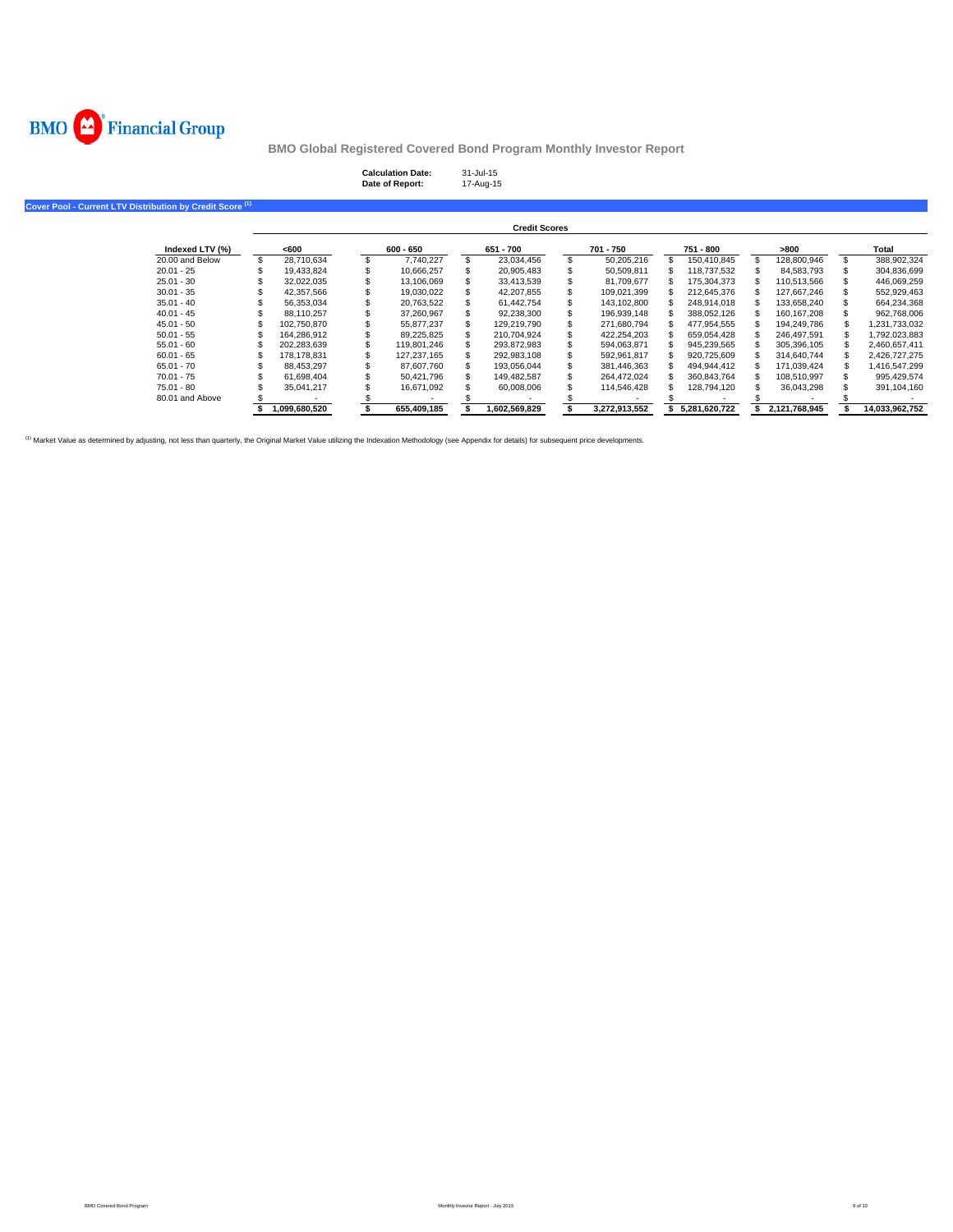BMO Financial Group

# BMO Global Registered Covered Bond Program Monthly Investor Report

**Calculation Date:** 31-Jul-15
**Date of Report:** 17-Aug-15

## Cover Pool - Current LTV Distribution by Credit Score [(1)]

| | Credit Scores | | | | | | |
|---|---|---|---|---|---|---|---|
| **Indexed LTV (%)** | **<600** | **600 - 650** | **651 - 700** | **701 - 750** | **751 - 800** | **>800** | **Total** |
| 20.00 and Below | $ 28,710,634 | $ 7,740,227 | $ 23,034,456 | $ 50,205,216 | $ 150,410,845 | $ 128,800,946 | $ 388,902,324 |
| 20.01 - 25 | $ 19,433,824 | $ 10,666,257 | $ 20,905,483 | $ 50,509,811 | $ 118,737,532 | $ 84,583,793 | $ 304,836,699 |
| 25.01 - 30 | $ 32,022,035 | $ 13,106,069 | $ 33,413,539 | $ 81,709,677 | $ 175,304,373 | $ 110,513,566 | $ 446,069,259 |
| 30.01 - 35 | $ 42,357,566 | $ 19,030,022 | $ 42,207,855 | $ 109,021,399 | $ 212,645,376 | $ 127,667,246 | $ 552,929,463 |
| 35.01 - 40 | $ 56,353,034 | $ 20,763,522 | $ 61,442,754 | $ 143,102,800 | $ 248,914,018 | $ 133,658,240 | $ 664,234,368 |
| 40.01 - 45 | $ 88,110,257 | $ 37,260,967 | $ 92,238,300 | $ 196,939,148 | $ 388,052,126 | $ 160,167,208 | $ 962,768,006 |
| 45.01 - 50 | $ 102,750,870 | $ 55,877,237 | $ 129,219,790 | $ 271,680,794 | $ 477,954,555 | $ 194,249,786 | $ 1,231,733,032 |
| 50.01 - 55 | $ 164,286,912 | $ 89,225,825 | $ 210,704,924 | $ 422,254,203 | $ 659,054,428 | $ 246,497,591 | $ 1,792,023,883 |
| 55.01 - 60 | $ 202,283,639 | $ 119,801,246 | $ 293,872,983 | $ 594,063,871 | $ 945,239,565 | $ 305,396,105 | $ 2,460,657,411 |
| 60.01 - 65 | $ 178,178,831 | $ 127,237,165 | $ 292,983,108 | $ 592,961,817 | $ 920,725,609 | $ 314,640,744 | $ 2,426,727,275 |
| 65.01 - 70 | $ 88,453,297 | $ 87,607,760 | $ 193,056,044 | $ 381,446,363 | $ 494,944,412 | $ 171,039,424 | $ 1,416,547,299 |
| 70.01 - 75 | $ 61,698,404 | $ 50,421,796 | $ 149,482,587 | $ 264,472,024 | $ 360,843,764 | $ 108,510,997 | $ 995,429,574 |
| 75.01 - 80 | $ 35,041,217 | $ 16,671,092 | $ 60,008,006 | $ 114,546,428 | $ 128,794,120 | $ 36,043,298 | $ 391,104,160 |
| 80.01 and Above | $ - | $ - | $ - | $ - | $ - | $ - | $ - |
| | **$ 1,099,680,520** | **$ 655,409,185** | **$ 1,602,569,829** | **$ 3,272,913,552** | **$ 5,281,620,722** | **$ 2,121,768,945** | **$ 14,033,962,752** |

[(1)] Market Value as determined by adjusting, not less than quarterly, the Original Market Value utilizing the Indexation Methodology (see Appendix for details) for subsequent price developments.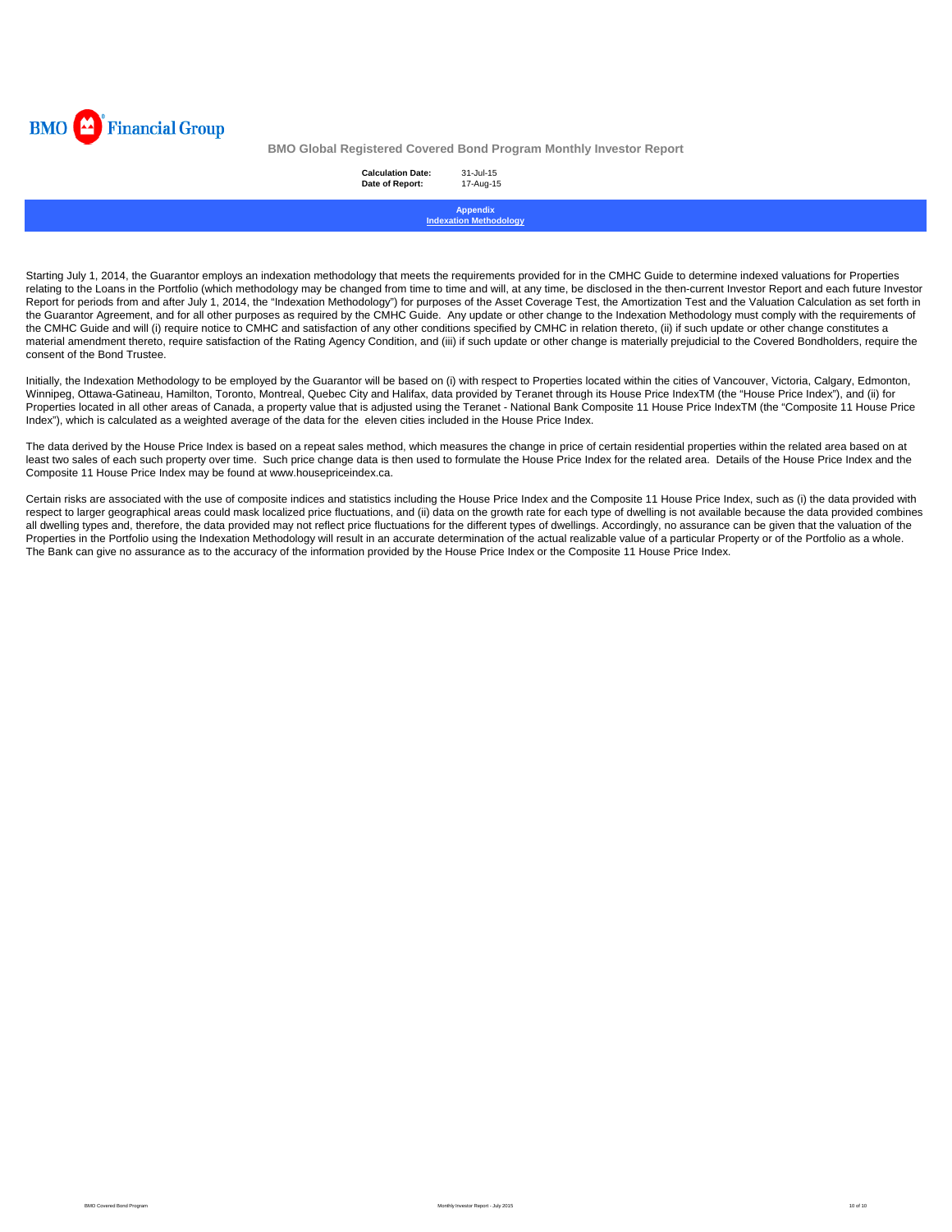BMO Financial Group

**BMO Global Registered Covered Bond Program Monthly Investor Report**

| | |
|---|---|
| **Calculation Date:** | 31-Jul-15 |
| **Date of Report:** | 17-Aug-15 |

## Appendix
### Indexation Methodology

Starting July 1, 2014, the Guarantor employs an indexation methodology that meets the requirements provided for in the CMHC Guide to determine indexed valuations for Properties relating to the Loans in the Portfolio (which methodology may be changed from time to time and will, at any time, be disclosed in the then-current Investor Report and each future Investor Report for periods from and after July 1, 2014, the "Indexation Methodology") for purposes of the Asset Coverage Test, the Amortization Test and the Valuation Calculation as set forth in the Guarantor Agreement, and for all other purposes as required by the CMHC Guide. Any update or other change to the Indexation Methodology must comply with the requirements of the CMHC Guide and will (i) require notice to CMHC and satisfaction of any other conditions specified by CMHC in relation thereto, (ii) if such update or other change constitutes a material amendment thereto, require satisfaction of the Rating Agency Condition, and (iii) if such update or other change is materially prejudicial to the Covered Bondholders, require the consent of the Bond Trustee.

Initially, the Indexation Methodology to be employed by the Guarantor will be based on (i) with respect to Properties located within the cities of Vancouver, Victoria, Calgary, Edmonton, Winnipeg, Ottawa-Gatineau, Hamilton, Toronto, Montreal, Quebec City and Halifax, data provided by Teranet through its House Price IndexTM (the "House Price Index"), and (ii) for Properties located in all other areas of Canada, a property value that is adjusted using the Teranet - National Bank Composite 11 House Price IndexTM (the "Composite 11 House Price Index"), which is calculated as a weighted average of the data for the eleven cities included in the House Price Index.

The data derived by the House Price Index is based on a repeat sales method, which measures the change in price of certain residential properties within the related area based on at least two sales of each such property over time. Such price change data is then used to formulate the House Price Index for the related area. Details of the House Price Index and the Composite 11 House Price Index may be found at www.housepriceindex.ca.

Certain risks are associated with the use of composite indices and statistics including the House Price Index and the Composite 11 House Price Index, such as (i) the data provided with respect to larger geographical areas could mask localized price fluctuations, and (ii) data on the growth rate for each type of dwelling is not available because the data provided combines all dwelling types and, therefore, the data provided may not reflect price fluctuations for the different types of dwellings. Accordingly, no assurance can be given that the valuation of the Properties in the Portfolio using the Indexation Methodology will result in an accurate determination of the actual realizable value of a particular Property or of the Portfolio as a whole. The Bank can give no assurance as to the accuracy of the information provided by the House Price Index or the Composite 11 House Price Index.